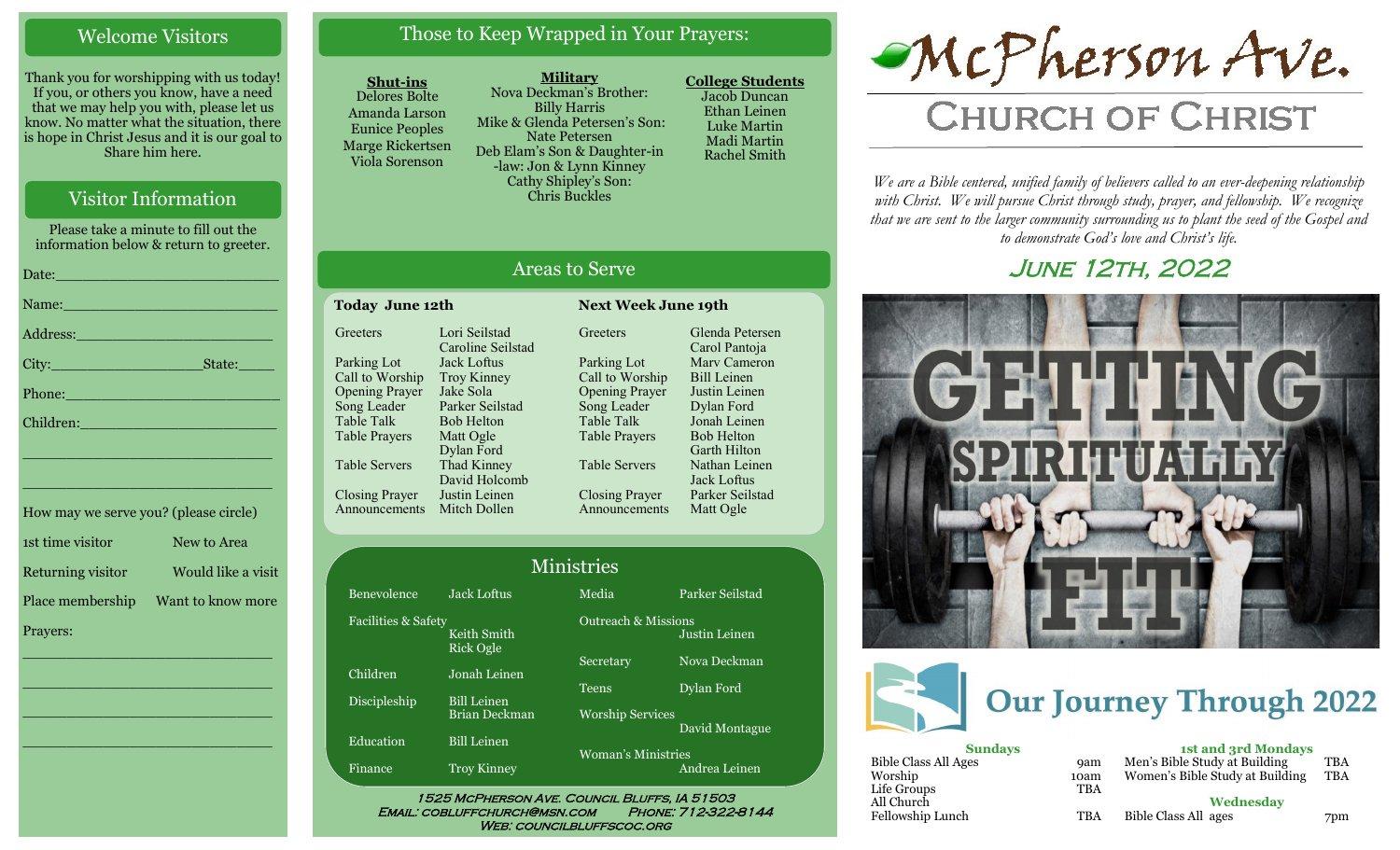## Welcome Visitors

Thank you for worshipping with us today! If you, or others you know, have a need that we may help you with, please let us know. No matter what the situation, there is hope in Christ Jesus and it is our goal to Share him here.

## Visitor Information

Please take a minute to fill out the information below & return to greeter.

Date:\_\_\_\_\_\_\_\_\_\_\_\_\_\_\_\_\_\_\_\_\_\_\_\_\_\_\_

Name:\_\_\_\_\_\_\_\_\_\_\_\_\_\_\_\_\_\_\_\_\_\_\_\_\_\_

Address:\_\_\_\_\_\_\_\_\_\_\_\_\_\_\_\_\_\_\_\_\_\_\_\_

City:\_\_\_\_\_\_\_\_\_\_\_\_\_\_\_\_\_\_\_State:\_\_\_\_\_

Phone:\_\_\_\_\_\_\_\_\_\_\_\_\_\_\_\_\_\_\_\_\_\_\_\_\_\_

Children:\_\_\_\_\_\_\_\_\_\_\_\_\_\_\_\_\_\_\_\_\_\_\_\_\_

\_\_\_\_\_\_\_\_\_\_\_\_\_\_\_\_\_\_\_\_\_\_\_\_\_\_\_\_\_\_\_\_

\_\_\_\_\_\_\_\_\_\_\_\_\_\_\_\_\_\_\_\_\_\_\_\_\_\_\_\_\_\_\_\_

How may we serve you? (please circle)

| | |
|---|---|
| 1st time visitor | New to Area |
| Returning visitor | Would like a visit |
| Place membership | Want to know more |

Prayers:

\_\_\_\_\_\_\_\_\_\_\_\_\_\_\_\_\_\_\_\_\_\_\_\_\_\_\_\_\_\_\_\_

\_\_\_\_\_\_\_\_\_\_\_\_\_\_\_\_\_\_\_\_\_\_\_\_\_\_\_\_\_\_\_\_

\_\_\_\_\_\_\_\_\_\_\_\_\_\_\_\_\_\_\_\_\_\_\_\_\_\_\_\_\_\_\_\_

\_\_\_\_\_\_\_\_\_\_\_\_\_\_\_\_\_\_\_\_\_\_\_\_\_\_\_\_\_\_\_\_

## Those to Keep Wrapped in Your Prayers:

**Shut-ins**
Delores Bolte
Amanda Larson
Eunice Peoples
Marge Rickertsen
Viola Sorenson

**Military**
Nova Deckman's Brother: Billy Harris
Mike & Glenda Petersen's Son: Nate Petersen
Deb Elam's Son & Daughter-in-law: Jon & Lynn Kinney
Cathy Shipley's Son: Chris Buckles

**College Students**
Jacob Duncan
Ethan Leinen
Luke Martin
Madi Martin
Rachel Smith

## Areas to Serve

| Today June 12th | | Next Week June 19th | |
|---|---|---|---|
| Greeters | Lori Seilstad, Caroline Seilstad | Greeters | Glenda Petersen, Carol Pantoja |
| Parking Lot | Jack Loftus | Parking Lot | Marv Cameron |
| Call to Worship | Troy Kinney | Call to Worship | Bill Leinen |
| Opening Prayer | Jake Sola | Opening Prayer | Justin Leinen |
| Song Leader | Parker Seilstad | Song Leader | Dylan Ford |
| Table Talk | Bob Helton | Table Talk | Jonah Leinen |
| Table Prayers | Matt Ogle, Dylan Ford | Table Prayers | Bob Helton, Garth Hilton |
| Table Servers | Thad Kinney, David Holcomb | Table Servers | Nathan Leinen, Jack Loftus |
| Closing Prayer | Justin Leinen | Closing Prayer | Parker Seilstad |
| Announcements | Mitch Dollen | Announcements | Matt Ogle |

## Ministries

| | | | |
|---|---|---|---|
| Benevolence | Jack Loftus | Media | Parker Seilstad |
| Facilities & Safety | Keith Smith, Rick Ogle | Outreach & Missions | Justin Leinen |
| Children | Jonah Leinen | Secretary | Nova Deckman |
| Discipleship | Bill Leinen, Brian Deckman | Teens | Dylan Ford |
| Education | Bill Leinen | Worship Services | David Montague |
| Finance | Troy Kinney | Woman's Ministries | Andrea Leinen |

1525 McPherson Ave. Council Bluffs, IA 51503
Email: cobluffchurch@msn.com Phone: 712-322-8144
Web: councilbluffscoc.org

# McPherson Ave.
# Church of Christ

*We are a Bible centered, unified family of believers called to an ever-deepening relationship with Christ. We will pursue Christ through study, prayer, and fellowship. We recognize that we are sent to the larger community surrounding us to plant the seed of the Gospel and to demonstrate God's love and Christ's life.*

## June 12th, 2022

GETTING SPIRITUALLY FIT

## Our Journey Through 2022

**Sundays**

| | |
|---|---|
| Bible Class All Ages | 9am |
| Worship | 10am |
| Life Groups | TBA |
| All Church Fellowship Lunch | TBA |

**1st and 3rd Mondays**

| | |
|---|---|
| Men's Bible Study at Building | TBA |
| Women's Bible Study at Building | TBA |

**Wednesday**

| | |
|---|---|
| Bible Class All ages | 7pm |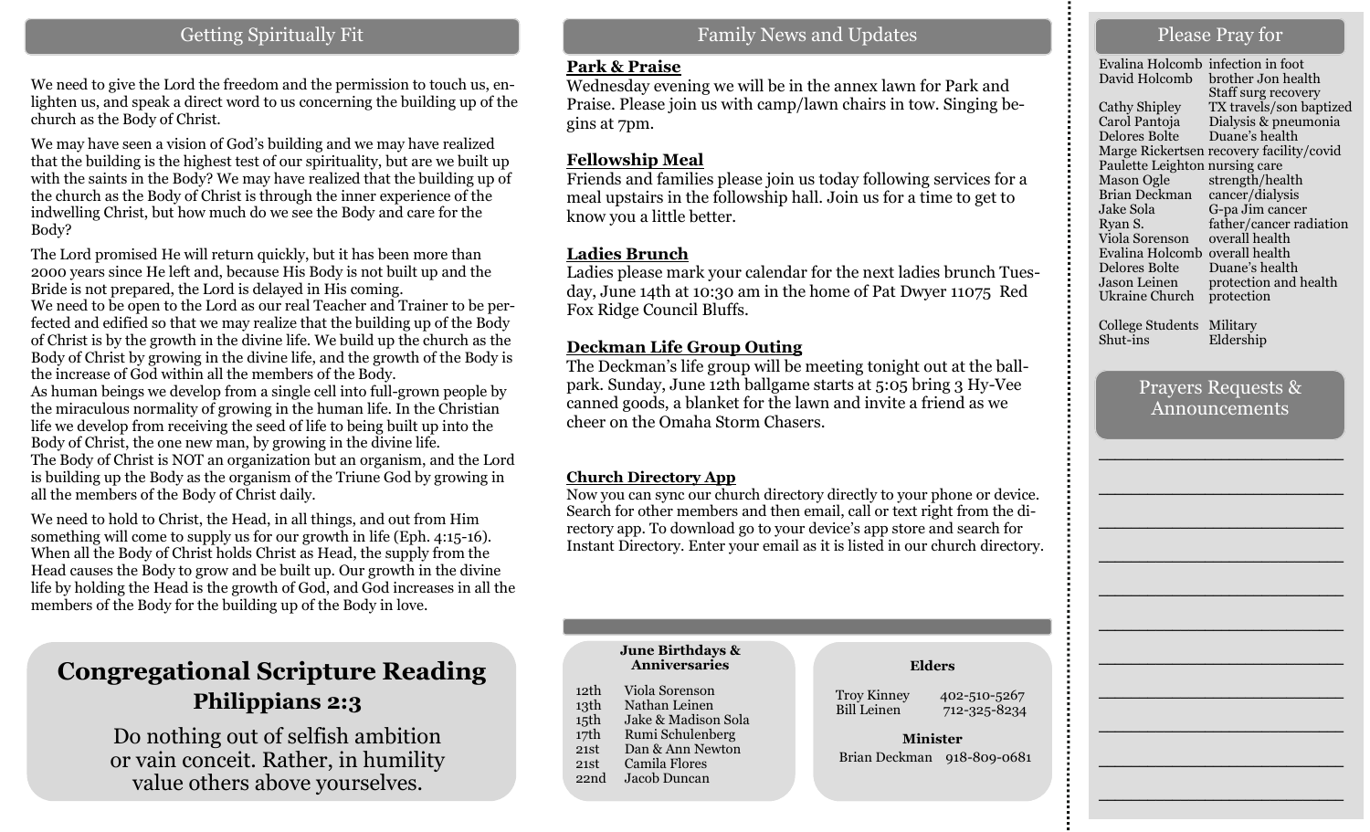## Getting Spiritually Fit

We need to give the Lord the freedom and the permission to touch us, enlighten us, and speak a direct word to us concerning the building up of the church as the Body of Christ.

We may have seen a vision of God's building and we may have realized that the building is the highest test of our spirituality, but are we built up with the saints in the Body? We may have realized that the building up of the church as the Body of Christ is through the inner experience of the indwelling Christ, but how much do we see the Body and care for the Body?

The Lord promised He will return quickly, but it has been more than 2000 years since He left and, because His Body is not built up and the Bride is not prepared, the Lord is delayed in His coming.
We need to be open to the Lord as our real Teacher and Trainer to be perfected and edified so that we may realize that the building up of the Body of Christ is by the growth in the divine life. We build up the church as the Body of Christ by growing in the divine life, and the growth of the Body is the increase of God within all the members of the Body.
As human beings we develop from a single cell into full-grown people by the miraculous normality of growing in the human life. In the Christian life we develop from receiving the seed of life to being built up into the Body of Christ, the one new man, by growing in the divine life.
The Body of Christ is NOT an organization but an organism, and the Lord is building up the Body as the organism of the Triune God by growing in all the members of the Body of Christ daily.

We need to hold to Christ, the Head, in all things, and out from Him something will come to supply us for our growth in life (Eph. 4:15-16). When all the Body of Christ holds Christ as Head, the supply from the Head causes the Body to grow and be built up. Our growth in the divine life by holding the Head is the growth of God, and God increases in all the members of the Body for the building up of the Body in love.

## Congregational Scripture Reading
### Philippians 2:3

Do nothing out of selfish ambition or vain conceit. Rather, in humility value others above yourselves.

## Family News and Updates

**Park & Praise**
Wednesday evening we will be in the annex lawn for Park and Praise. Please join us with camp/lawn chairs in tow. Singing begins at 7pm.

**Fellowship Meal**
Friends and families please join us today following services for a meal upstairs in the followship hall. Join us for a time to get to know you a little better.

**Ladies Brunch**
Ladies please mark your calendar for the next ladies brunch Tuesday, June 14th at 10:30 am in the home of Pat Dwyer 11075 Red Fox Ridge Council Bluffs.

**Deckman Life Group Outing**
The Deckman's life group will be meeting tonight out at the ballpark. Sunday, June 12th ballgame starts at 5:05 bring 3 Hy-Vee canned goods, a blanket for the lawn and invite a friend as we cheer on the Omaha Storm Chasers.

**Church Directory App**
Now you can sync our church directory directly to your phone or device. Search for other members and then email, call or text right from the directory app. To download go to your device's app store and search for Instant Directory. Enter your email as it is listed in our church directory.

### June Birthdays & Anniversaries

| | |
|---|---|
| 12th | Viola Sorenson |
| 13th | Nathan Leinen |
| 15th | Jake & Madison Sola |
| 17th | Rumi Schulenberg |
| 21st | Dan & Ann Newton |
| 21st | Camila Flores |
| 22nd | Jacob Duncan |

### Elders

Troy Kinney 402-510-5267
Bill Leinen 712-325-8234

### Minister

Brian Deckman 918-809-0681

## Please Pray for

| | |
|---|---|
| Evalina Holcomb | infection in foot |
| David Holcomb | brother Jon health<br>Staff surg recovery |
| Cathy Shipley | TX travels/son baptized |
| Carol Pantoja | Dialysis & pneumonia |
| Delores Bolte | Duane's health |
| Marge Rickertsen | recovery facility/covid |
| Paulette Leighton | nursing care |
| Mason Ogle | strength/health |
| Brian Deckman | cancer/dialysis |
| Jake Sola | G-pa Jim cancer |
| Ryan S. | father/cancer radiation |
| Viola Sorenson | overall health |
| Evalina Holcomb | overall health |
| Delores Bolte | Duane's health |
| Jason Leinen | protection and health |
| Ukraine Church | protection |
| College Students | Military |
| Shut-ins | Eldership |

## Prayers Requests & Announcements

\_\_\_\_\_\_\_\_\_\_\_\_\_\_\_\_\_\_\_\_\_\_\_\_

\_\_\_\_\_\_\_\_\_\_\_\_\_\_\_\_\_\_\_\_\_\_\_\_

\_\_\_\_\_\_\_\_\_\_\_\_\_\_\_\_\_\_\_\_\_\_\_\_

\_\_\_\_\_\_\_\_\_\_\_\_\_\_\_\_\_\_\_\_\_\_\_\_

\_\_\_\_\_\_\_\_\_\_\_\_\_\_\_\_\_\_\_\_\_\_\_\_

\_\_\_\_\_\_\_\_\_\_\_\_\_\_\_\_\_\_\_\_\_\_\_\_

\_\_\_\_\_\_\_\_\_\_\_\_\_\_\_\_\_\_\_\_\_\_\_\_

\_\_\_\_\_\_\_\_\_\_\_\_\_\_\_\_\_\_\_\_\_\_\_\_

\_\_\_\_\_\_\_\_\_\_\_\_\_\_\_\_\_\_\_\_\_\_\_\_

\_\_\_\_\_\_\_\_\_\_\_\_\_\_\_\_\_\_\_\_\_\_\_\_

\_\_\_\_\_\_\_\_\_\_\_\_\_\_\_\_\_\_\_\_\_\_\_\_